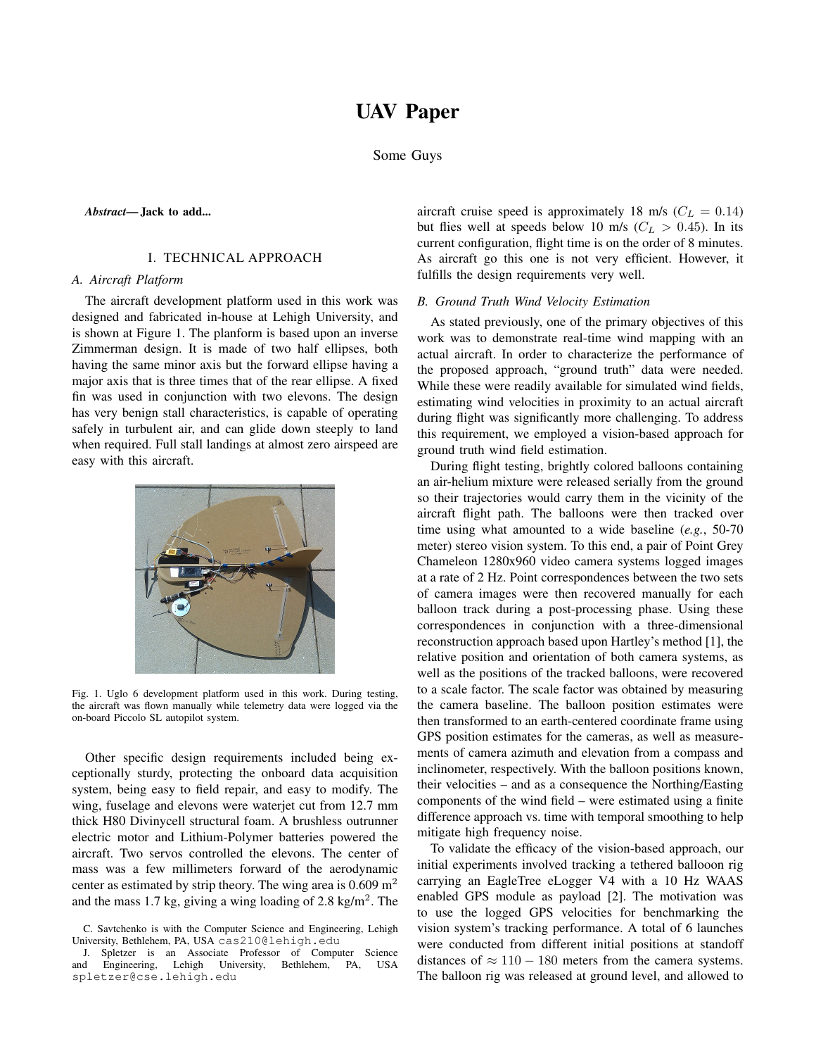# UAV Paper

Some Guys

***Abstract*— Jack to add...**

## I. TECHNICAL APPROACH

### A. Aircraft Platform

The aircraft development platform used in this work was designed and fabricated in-house at Lehigh University, and is shown at Figure 1. The planform is based upon an inverse Zimmerman design. It is made of two half ellipses, both having the same minor axis but the forward ellipse having a major axis that is three times that of the rear ellipse. A fixed fin was used in conjunction with two elevons. The design has very benign stall characteristics, is capable of operating safely in turbulent air, and can glide down steeply to land when required. Full stall landings at almost zero airspeed are easy with this aircraft.

Fig. 1. Uglo 6 development platform used in this work. During testing, the aircraft was flown manually while telemetry data were logged via the on-board Piccolo SL autopilot system.

Other specific design requirements included being exceptionally sturdy, protecting the onboard data acquisition system, being easy to field repair, and easy to modify. The wing, fuselage and elevons were waterjet cut from 12.7 mm thick H80 Divinycell structural foam. A brushless outrunner electric motor and Lithium-Polymer batteries powered the aircraft. Two servos controlled the elevons. The center of mass was a few millimeters forward of the aerodynamic center as estimated by strip theory. The wing area is 0.609 $m^2$ and the mass 1.7 kg, giving a wing loading of 2.8 $kg/m^2$. The aircraft cruise speed is approximately 18 m/s ($C_L = 0.14$) but flies well at speeds below 10 m/s ($C_L > 0.45$). In its current configuration, flight time is on the order of 8 minutes. As aircraft go this one is not very efficient. However, it fulfills the design requirements very well.

### B. Ground Truth Wind Velocity Estimation

As stated previously, one of the primary objectives of this work was to demonstrate real-time wind mapping with an actual aircraft. In order to characterize the performance of the proposed approach, "ground truth" data were needed. While these were readily available for simulated wind fields, estimating wind velocities in proximity to an actual aircraft during flight was significantly more challenging. To address this requirement, we employed a vision-based approach for ground truth wind field estimation.

During flight testing, brightly colored balloons containing an air-helium mixture were released serially from the ground so their trajectories would carry them in the vicinity of the aircraft flight path. The balloons were then tracked over time using what amounted to a wide baseline (*e.g.*, 50-70 meter) stereo vision system. To this end, a pair of Point Grey Chameleon 1280x960 video camera systems logged images at a rate of 2 Hz. Point correspondences between the two sets of camera images were then recovered manually for each balloon track during a post-processing phase. Using these correspondences in conjunction with a three-dimensional reconstruction approach based upon Hartley's method [1], the relative position and orientation of both camera systems, as well as the positions of the tracked balloons, were recovered to a scale factor. The scale factor was obtained by measuring the camera baseline. The balloon position estimates were then transformed to an earth-centered coordinate frame using GPS position estimates for the cameras, as well as measurements of camera azimuth and elevation from a compass and inclinometer, respectively. With the balloon positions known, their velocities – and as a consequence the Northing/Easting components of the wind field – were estimated using a finite difference approach vs. time with temporal smoothing to help mitigate high frequency noise.

To validate the efficacy of the vision-based approach, our initial experiments involved tracking a tethered ballooon rig carrying an EagleTree eLogger V4 with a 10 Hz WAAS enabled GPS module as payload [2]. The motivation was to use the logged GPS velocities for benchmarking the vision system's tracking performance. A total of 6 launches were conducted from different initial positions at standoff distances of $\approx 110-180$ meters from the camera systems. The balloon rig was released at ground level, and allowed to

C. Savtchenko is with the Computer Science and Engineering, Lehigh University, Bethlehem, PA, USA cas210@lehigh.edu

J. Spletzer is an Associate Professor of Computer Science and Engineering, Lehigh University, Bethlehem, PA, USA spletzer@cse.lehigh.edu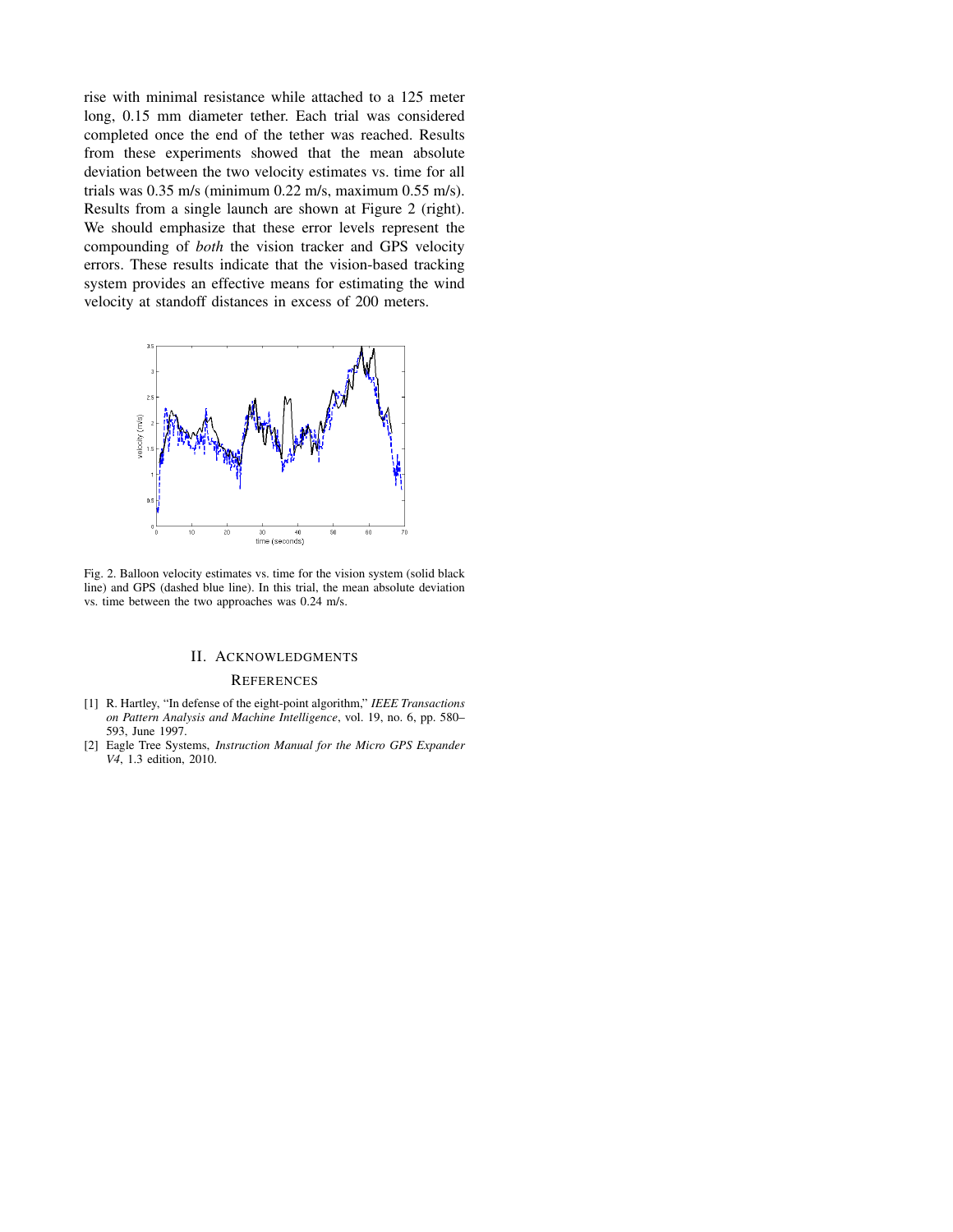rise with minimal resistance while attached to a 125 meter long, 0.15 mm diameter tether. Each trial was considered completed once the end of the tether was reached. Results from these experiments showed that the mean absolute deviation between the two velocity estimates vs. time for all trials was 0.35 m/s (minimum 0.22 m/s, maximum 0.55 m/s). Results from a single launch are shown at Figure 2 (right). We should emphasize that these error levels represent the compounding of *both* the vision tracker and GPS velocity errors. These results indicate that the vision-based tracking system provides an effective means for estimating the wind velocity at standoff distances in excess of 200 meters.

velocity (m/s)

0
0.5
1
1.5
2
2.5
3
3.5

time (seconds)

0
10
20
30
40
50
60
70

Fig. 2. Balloon velocity estimates vs. time for the vision system (solid black line) and GPS (dashed blue line). In this trial, the mean absolute deviation vs. time between the two approaches was 0.24 m/s.

## II. Acknowledgments

## References

[1] R. Hartley, "In defense of the eight-point algorithm," *IEEE Transactions on Pattern Analysis and Machine Intelligence*, vol. 19, no. 6, pp. 580–593, June 1997.

[2] Eagle Tree Systems, *Instruction Manual for the Micro GPS Expander V4*, 1.3 edition, 2010.